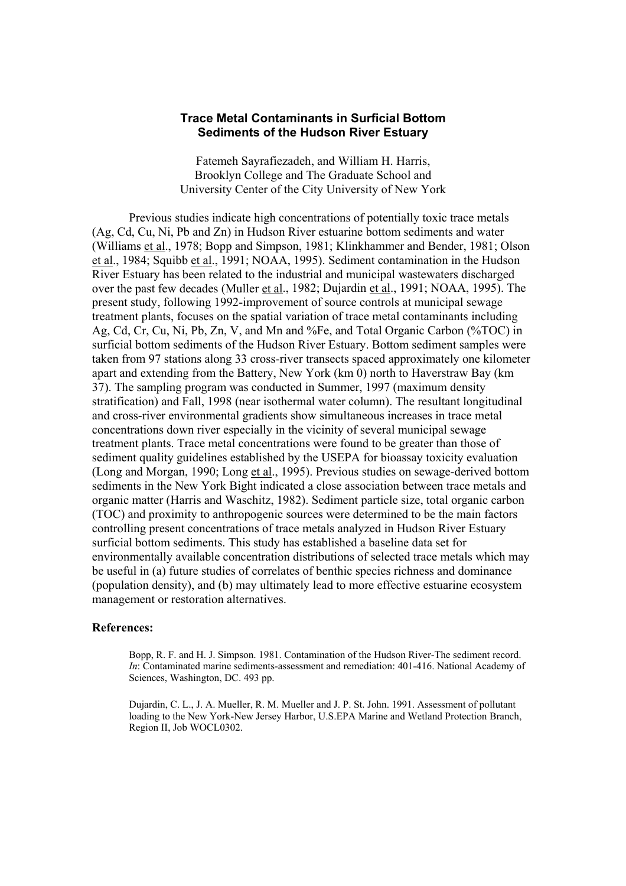# Trace Metal Contaminants in Surficial Bottom Sediments of the Hudson River Estuary

Fatemeh Sayrafiezadeh, and William H. Harris,
Brooklyn College and The Graduate School and
University Center of the City University of New York

Previous studies indicate high concentrations of potentially toxic trace metals (Ag, Cd, Cu, Ni, Pb and Zn) in Hudson River estuarine bottom sediments and water (Williams et al., 1978; Bopp and Simpson, 1981; Klinkhammer and Bender, 1981; Olson et al., 1984; Squibb et al., 1991; NOAA, 1995). Sediment contamination in the Hudson River Estuary has been related to the industrial and municipal wastewaters discharged over the past few decades (Muller et al., 1982; Dujardin et al., 1991; NOAA, 1995). The present study, following 1992-improvement of source controls at municipal sewage treatment plants, focuses on the spatial variation of trace metal contaminants including Ag, Cd, Cr, Cu, Ni, Pb, Zn, V, and Mn and %Fe, and Total Organic Carbon (%TOC) in surficial bottom sediments of the Hudson River Estuary. Bottom sediment samples were taken from 97 stations along 33 cross-river transects spaced approximately one kilometer apart and extending from the Battery, New York (km 0) north to Haverstraw Bay (km 37). The sampling program was conducted in Summer, 1997 (maximum density stratification) and Fall, 1998 (near isothermal water column). The resultant longitudinal and cross-river environmental gradients show simultaneous increases in trace metal concentrations down river especially in the vicinity of several municipal sewage treatment plants. Trace metal concentrations were found to be greater than those of sediment quality guidelines established by the USEPA for bioassay toxicity evaluation (Long and Morgan, 1990; Long et al., 1995). Previous studies on sewage-derived bottom sediments in the New York Bight indicated a close association between trace metals and organic matter (Harris and Waschitz, 1982). Sediment particle size, total organic carbon (TOC) and proximity to anthropogenic sources were determined to be the main factors controlling present concentrations of trace metals analyzed in Hudson River Estuary surficial bottom sediments. This study has established a baseline data set for environmentally available concentration distributions of selected trace metals which may be useful in (a) future studies of correlates of benthic species richness and dominance (population density), and (b) may ultimately lead to more effective estuarine ecosystem management or restoration alternatives.

**References:**

Bopp, R. F. and H. J. Simpson. 1981. Contamination of the Hudson River-The sediment record. *In*: Contaminated marine sediments-assessment and remediation: 401-416. National Academy of Sciences, Washington, DC. 493 pp.

Dujardin, C. L., J. A. Mueller, R. M. Mueller and J. P. St. John. 1991. Assessment of pollutant loading to the New York-New Jersey Harbor, U.S.EPA Marine and Wetland Protection Branch, Region II, Job WOCL0302.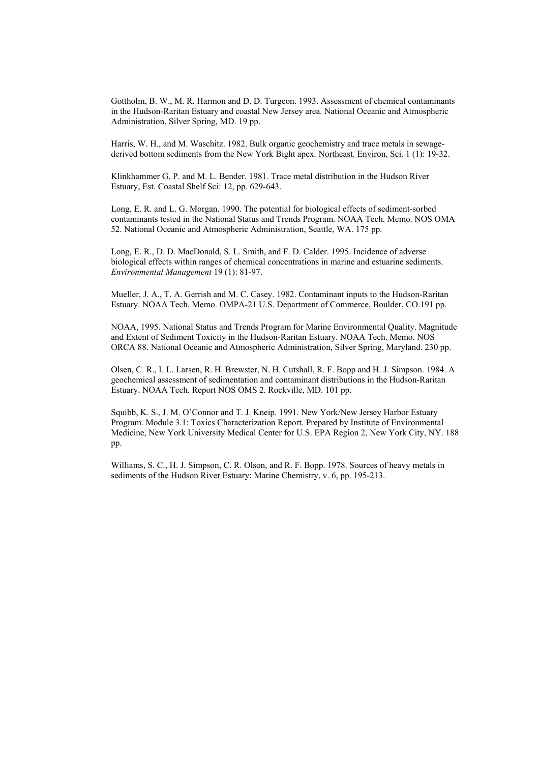Gottholm, B. W., M. R. Harmon and D. D. Turgeon. 1993. Assessment of chemical contaminants in the Hudson-Raritan Estuary and coastal New Jersey area. National Oceanic and Atmospheric Administration, Silver Spring, MD. 19 pp.

Harris, W. H., and M. Waschitz. 1982. Bulk organic geochemistry and trace metals in sewage-derived bottom sediments from the New York Bight apex. Northeast. Environ. Sci. 1 (1): 19-32.

Klinkhammer G. P. and M. L. Bender. 1981. Trace metal distribution in the Hudson River Estuary, Est. Coastal Shelf Sci: 12, pp. 629-643.

Long, E. R. and L. G. Morgan. 1990. The potential for biological effects of sediment-sorbed contaminants tested in the National Status and Trends Program. NOAA Tech. Memo. NOS OMA 52. National Oceanic and Atmospheric Administration, Seattle, WA. 175 pp.

Long, E. R., D. D. MacDonald, S. L. Smith, and F. D. Calder. 1995. Incidence of adverse biological effects within ranges of chemical concentrations in marine and estuarine sediments. *Environmental Management* 19 (1): 81-97.

Mueller, J. A., T. A. Gerrish and M. C. Casey. 1982. Contaminant inputs to the Hudson-Raritan Estuary. NOAA Tech. Memo. OMPA-21 U.S. Department of Commerce, Boulder, CO.191 pp.

NOAA, 1995. National Status and Trends Program for Marine Environmental Quality. Magnitude and Extent of Sediment Toxicity in the Hudson-Raritan Estuary. NOAA Tech. Memo. NOS ORCA 88. National Oceanic and Atmospheric Administration, Silver Spring, Maryland. 230 pp.

Olsen, C. R., I. L. Larsen, R. H. Brewster, N. H. Cutshall, R. F. Bopp and H. J. Simpson. 1984. A geochemical assessment of sedimentation and contaminant distributions in the Hudson-Raritan Estuary. NOAA Tech. Report NOS OMS 2. Rockville, MD. 101 pp.

Squibb, K. S., J. M. O'Connor and T. J. Kneip. 1991. New York/New Jersey Harbor Estuary Program. Module 3.1: Toxics Characterization Report. Prepared by Institute of Environmental Medicine, New York University Medical Center for U.S. EPA Region 2, New York City, NY. 188 pp.

Williams, S. C., H. J. Simpson, C. R. Olson, and R. F. Bopp. 1978. Sources of heavy metals in sediments of the Hudson River Estuary: Marine Chemistry, v. 6, pp. 195-213.